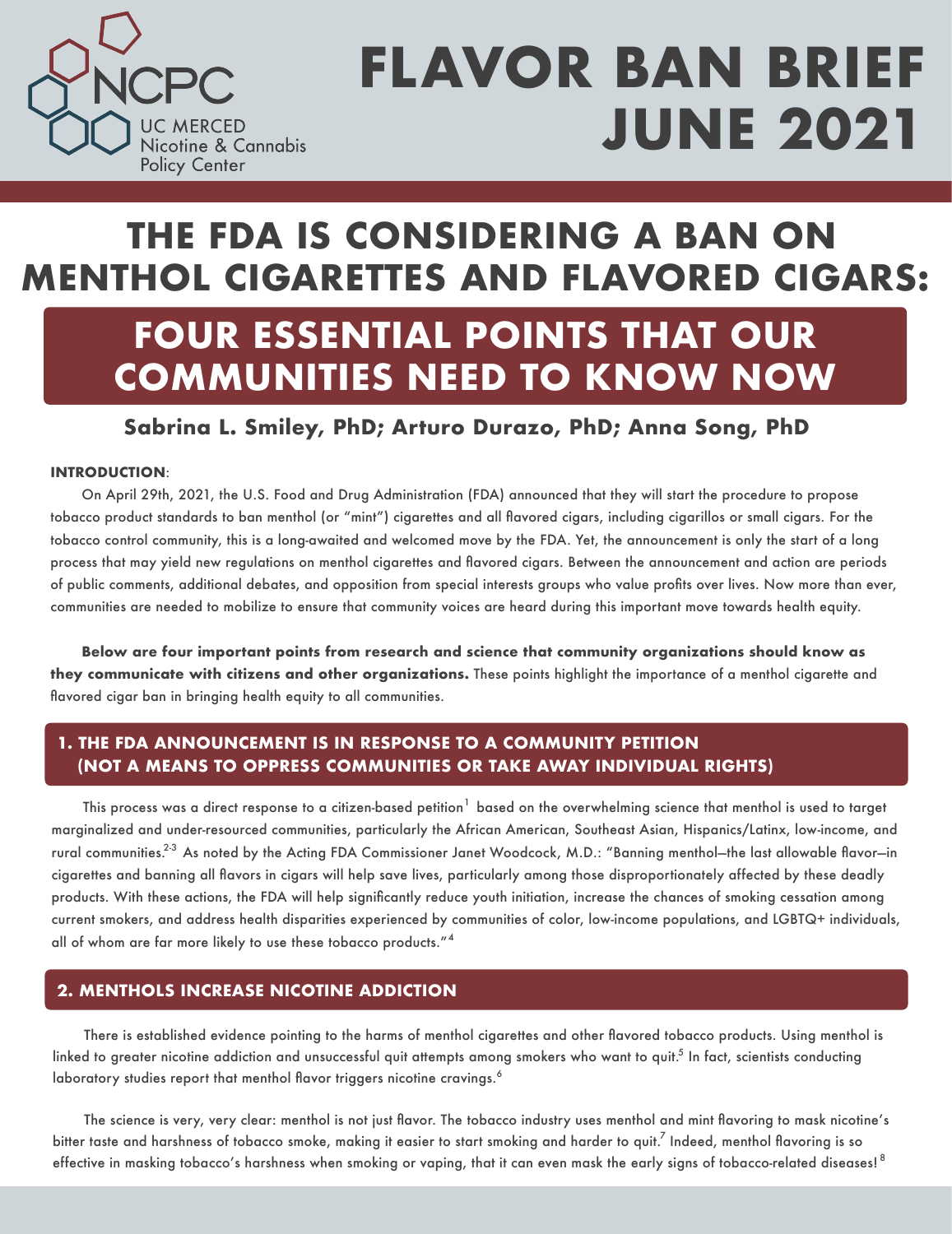NCPC
UC MERCED
Nicotine & Cannabis
Policy Center

# FLAVOR BAN BRIEF JUNE 2021

# THE FDA IS CONSIDERING A BAN ON MENTHOL CIGARETTES AND FLAVORED CIGARS:

## FOUR ESSENTIAL POINTS THAT OUR COMMUNITIES NEED TO KNOW NOW

**Sabrina L. Smiley, PhD; Arturo Durazo, PhD; Anna Song, PhD**

**INTRODUCTION**:

On April 29th, 2021, the U.S. Food and Drug Administration (FDA) announced that they will start the procedure to propose tobacco product standards to ban menthol (or "mint") cigarettes and all flavored cigars, including cigarillos or small cigars. For the tobacco control community, this is a long-awaited and welcomed move by the FDA. Yet, the announcement is only the start of a long process that may yield new regulations on menthol cigarettes and flavored cigars. Between the announcement and action are periods of public comments, additional debates, and opposition from special interests groups who value profits over lives. Now more than ever, communities are needed to mobilize to ensure that community voices are heard during this important move towards health equity.

**Below are four important points from research and science that community organizations should know as they communicate with citizens and other organizations.** These points highlight the importance of a menthol cigarette and flavored cigar ban in bringing health equity to all communities.

### 1. THE FDA ANNOUNCEMENT IS IN RESPONSE TO A COMMUNITY PETITION (NOT A MEANS TO OPPRESS COMMUNITIES OR TAKE AWAY INDIVIDUAL RIGHTS)

This process was a direct response to a citizen-based petition[1] based on the overwhelming science that menthol is used to target marginalized and under-resourced communities, particularly the African American, Southeast Asian, Hispanics/Latinx, low-income, and rural communities.[2-3] As noted by the Acting FDA Commissioner Janet Woodcock, M.D.: "Banning menthol—the last allowable flavor—in cigarettes and banning all flavors in cigars will help save lives, particularly among those disproportionately affected by these deadly products. With these actions, the FDA will help significantly reduce youth initiation, increase the chances of smoking cessation among current smokers, and address health disparities experienced by communities of color, low-income populations, and LGBTQ+ individuals, all of whom are far more likely to use these tobacco products."[4]

### 2. MENTHOLS INCREASE NICOTINE ADDICTION

There is established evidence pointing to the harms of menthol cigarettes and other flavored tobacco products. Using menthol is linked to greater nicotine addiction and unsuccessful quit attempts among smokers who want to quit.[5] In fact, scientists conducting laboratory studies report that menthol flavor triggers nicotine cravings.[6]

The science is very, very clear: menthol is not just flavor. The tobacco industry uses menthol and mint flavoring to mask nicotine's bitter taste and harshness of tobacco smoke, making it easier to start smoking and harder to quit.[7] Indeed, menthol flavoring is so effective in masking tobacco's harshness when smoking or vaping, that it can even mask the early signs of tobacco-related diseases![8]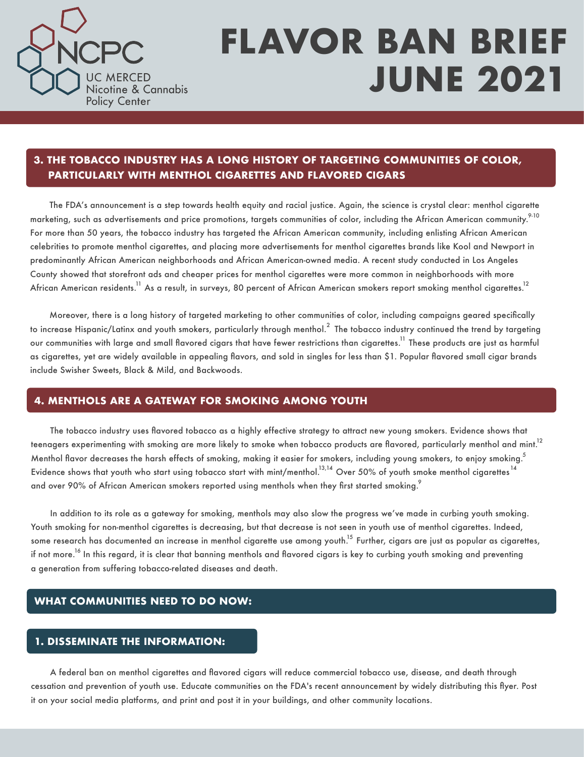## 3. THE TOBACCO INDUSTRY HAS A LONG HISTORY OF TARGETING COMMUNITIES OF COLOR, PARTICULARLY WITH MENTHOL CIGARETTES AND FLAVORED CIGARS

The FDA's announcement is a step towards health equity and racial justice. Again, the science is crystal clear: menthol cigarette marketing, such as advertisements and price promotions, targets communities of color, including the African American community.[9-10] For more than 50 years, the tobacco industry has targeted the African American community, including enlisting African American celebrities to promote menthol cigarettes, and placing more advertisements for menthol cigarettes brands like Kool and Newport in predominantly African American neighborhoods and African American-owned media. A recent study conducted in Los Angeles County showed that storefront ads and cheaper prices for menthol cigarettes were more common in neighborhoods with more African American residents.[11] As a result, in surveys, 80 percent of African American smokers report smoking menthol cigarettes.[12]

Moreover, there is a long history of targeted marketing to other communities of color, including campaigns geared specifically to increase Hispanic/Latinx and youth smokers, particularly through menthol.[2] The tobacco industry continued the trend by targeting our communities with large and small flavored cigars that have fewer restrictions than cigarettes.[11] These products are just as harmful as cigarettes, yet are widely available in appealing flavors, and sold in singles for less than $1. Popular flavored small cigar brands include Swisher Sweets, Black & Mild, and Backwoods.

## 4. MENTHOLS ARE A GATEWAY FOR SMOKING AMONG YOUTH

The tobacco industry uses flavored tobacco as a highly effective strategy to attract new young smokers. Evidence shows that teenagers experimenting with smoking are more likely to smoke when tobacco products are flavored, particularly menthol and mint.[12] Menthol flavor decreases the harsh effects of smoking, making it easier for smokers, including young smokers, to enjoy smoking.[5] Evidence shows that youth who start using tobacco start with mint/menthol.[13,14] Over 50% of youth smoke menthol cigarettes[14] and over 90% of African American smokers reported using menthols when they first started smoking.[9]

In addition to its role as a gateway for smoking, menthols may also slow the progress we've made in curbing youth smoking. Youth smoking for non-menthol cigarettes is decreasing, but that decrease is not seen in youth use of menthol cigarettes. Indeed, some research has documented an increase in menthol cigarette use among youth.[15] Further, cigars are just as popular as cigarettes, if not more.[16] In this regard, it is clear that banning menthols and flavored cigars is key to curbing youth smoking and preventing a generation from suffering tobacco-related diseases and death.

## WHAT COMMUNITIES NEED TO DO NOW:

### 1. DISSEMINATE THE INFORMATION:

A federal ban on menthol cigarettes and flavored cigars will reduce commercial tobacco use, disease, and death through cessation and prevention of youth use. Educate communities on the FDA's recent announcement by widely distributing this flyer. Post it on your social media platforms, and print and post it in your buildings, and other community locations.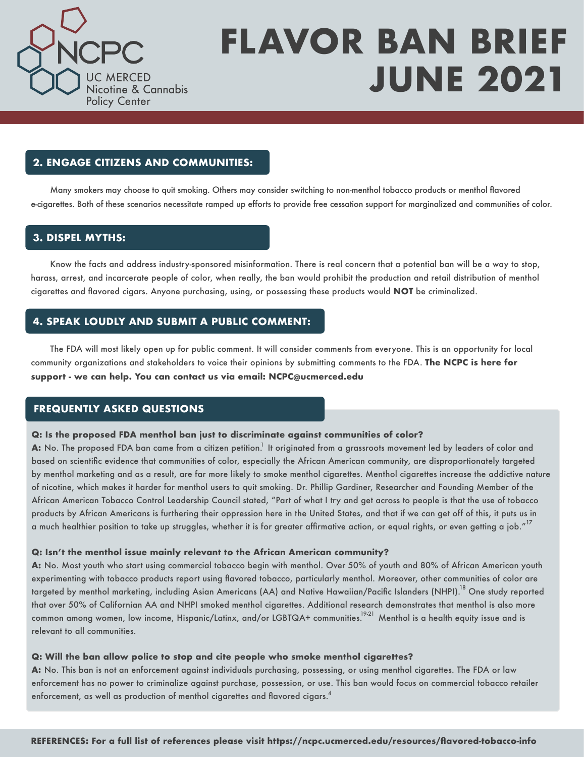# FLAVOR BAN BRIEF JUNE 2021

UC MERCED Nicotine & Cannabis Policy Center

## 2. ENGAGE CITIZENS AND COMMUNITIES:

Many smokers may choose to quit smoking. Others may consider switching to non-menthol tobacco products or menthol flavored e-cigarettes. Both of these scenarios necessitate ramped up efforts to provide free cessation support for marginalized and communities of color.

## 3. DISPEL MYTHS:

Know the facts and address industry-sponsored misinformation. There is real concern that a potential ban will be a way to stop, harass, arrest, and incarcerate people of color, when really, the ban would prohibit the production and retail distribution of menthol cigarettes and flavored cigars. Anyone purchasing, using, or possessing these products would **NOT** be criminalized.

## 4. SPEAK LOUDLY AND SUBMIT A PUBLIC COMMENT:

The FDA will most likely open up for public comment. It will consider comments from everyone. This is an opportunity for local community organizations and stakeholders to voice their opinions by submitting comments to the FDA. **The NCPC is here for support - we can help. You can contact us via email: NCPC@ucmerced.edu**

## FREQUENTLY ASKED QUESTIONS

**Q: Is the proposed FDA menthol ban just to discriminate against communities of color?**

**A:** No. The proposed FDA ban came from a citizen petition.[1] It originated from a grassroots movement led by leaders of color and based on scientific evidence that communities of color, especially the African American community, are disproportionately targeted by menthol marketing and as a result, are far more likely to smoke menthol cigarettes. Menthol cigarettes increase the addictive nature of nicotine, which makes it harder for menthol users to quit smoking. Dr. Phillip Gardiner, Researcher and Founding Member of the African American Tobacco Control Leadership Council stated, "Part of what I try and get across to people is that the use of tobacco products by African Americans is furthering their oppression here in the United States, and that if we can get off of this, it puts us in a much healthier position to take up struggles, whether it is for greater affirmative action, or equal rights, or even getting a job."[17]

**Q: Isn't the menthol issue mainly relevant to the African American community?**

**A:** No. Most youth who start using commercial tobacco begin with menthol. Over 50% of youth and 80% of African American youth experimenting with tobacco products report using flavored tobacco, particularly menthol. Moreover, other communities of color are targeted by menthol marketing, including Asian Americans (AA) and Native Hawaiian/Pacific Islanders (NHPI).[18] One study reported that over 50% of Californian AA and NHPI smoked menthol cigarettes. Additional research demonstrates that menthol is also more common among women, low income, Hispanic/Latinx, and/or LGBTQA+ communities.[19-21] Menthol is a health equity issue and is relevant to all communities.

**Q: Will the ban allow police to stop and cite people who smoke menthol cigarettes?**

**A:** No. This ban is not an enforcement against individuals purchasing, possessing, or using menthol cigarettes. The FDA or law enforcement has no power to criminalize against purchase, possession, or use. This ban would focus on commercial tobacco retailer enforcement, as well as production of menthol cigarettes and flavored cigars.[4]

**REFERENCES: For a full list of references please visit https://ncpc.ucmerced.edu/resources/flavored-tobacco-info**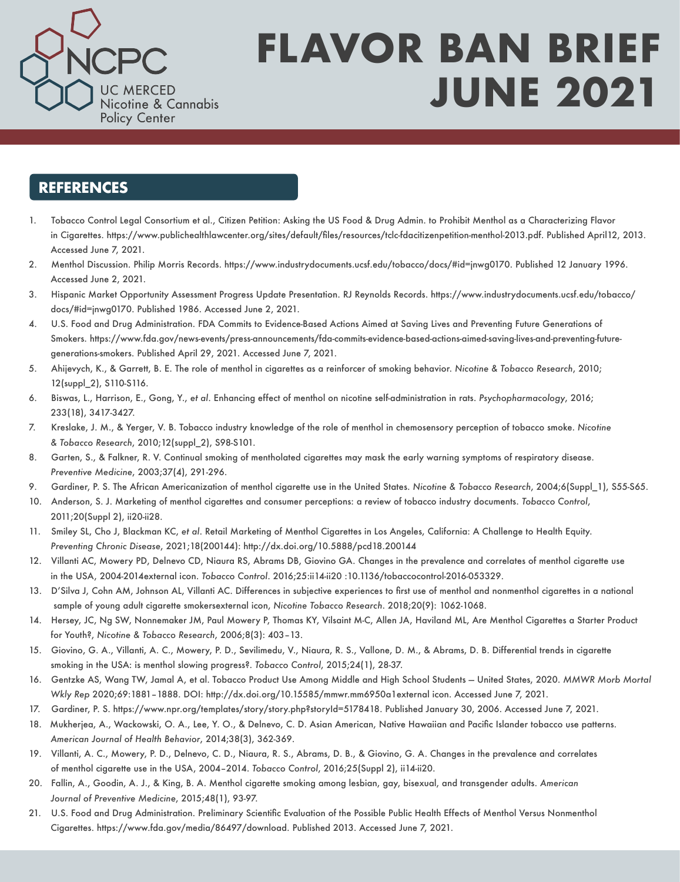# FLAVOR BAN BRIEF JUNE 2021

UC MERCED Nicotine & Cannabis Policy Center

## REFERENCES

1. Tobacco Control Legal Consortium et al., Citizen Petition: Asking the US Food & Drug Admin. to Prohibit Menthol as a Characterizing Flavor in Cigarettes. https://www.publichealthlawcenter.org/sites/default/files/resources/tclc-fdacitizenpetition-menthol-2013.pdf. Published April12, 2013. Accessed June 7, 2021.
2. Menthol Discussion. Philip Morris Records. https://www.industrydocuments.ucsf.edu/tobacco/docs/#id=jnwg0170. Published 12 January 1996. Accessed June 2, 2021.
3. Hispanic Market Opportunity Assessment Progress Update Presentation. RJ Reynolds Records. https://www.industrydocuments.ucsf.edu/tobacco/docs/#id=jnwg0170. Published 1986. Accessed June 2, 2021.
4. U.S. Food and Drug Administration. FDA Commits to Evidence-Based Actions Aimed at Saving Lives and Preventing Future Generations of Smokers. https://www.fda.gov/news-events/press-announcements/fda-commits-evidence-based-actions-aimed-saving-lives-and-preventing-future-generations-smokers. Published April 29, 2021. Accessed June 7, 2021.
5. Ahijevych, K., & Garrett, B. E. The role of menthol in cigarettes as a reinforcer of smoking behavior. *Nicotine & Tobacco Research*, 2010; 12(suppl_2), S110-S116.
6. Biswas, L., Harrison, E., Gong, Y., *et al*. Enhancing effect of menthol on nicotine self-administration in rats. *Psychopharmacology*, 2016; 233(18), 3417-3427.
7. Kreslake, J. M., & Yerger, V. B. Tobacco industry knowledge of the role of menthol in chemosensory perception of tobacco smoke. *Nicotine & Tobacco Research*, 2010;12(suppl_2), S98-S101.
8. Garten, S., & Falkner, R. V. Continual smoking of mentholated cigarettes may mask the early warning symptoms of respiratory disease. *Preventive Medicine*, 2003;37(4), 291-296.
9. Gardiner, P. S. The African Americanization of menthol cigarette use in the United States. *Nicotine & Tobacco Research*, 2004;6(Suppl_1), S55-S65.
10. Anderson, S. J. Marketing of menthol cigarettes and consumer perceptions: a review of tobacco industry documents. *Tobacco Control*, 2011;20(Suppl 2), ii20-ii28.
11. Smiley SL, Cho J, Blackman KC, *et al*. Retail Marketing of Menthol Cigarettes in Los Angeles, California: A Challenge to Health Equity. *Preventing Chronic Disease*, 2021;18(200144): http://dx.doi.org/10.5888/pcd18.200144
12. Villanti AC, Mowery PD, Delnevo CD, Niaura RS, Abrams DB, Giovino GA. Changes in the prevalence and correlates of menthol cigarette use in the USA, 2004-2014external icon. *Tobacco Control*. 2016;25:ii14-ii20 :10.1136/tobaccocontrol-2016-053329.
13. D'Silva J, Cohn AM, Johnson AL, Villanti AC. Differences in subjective experiences to first use of menthol and nonmenthol cigarettes in a national sample of young adult cigarette smokersexternal icon, *Nicotine Tobacco Research*. 2018;20(9): 1062-1068.
14. Hersey, JC, Ng SW, Nonnemaker JM, Paul Mowery P, Thomas KY, Vilsaint M-C, Allen JA, Haviland ML, Are Menthol Cigarettes a Starter Product for Youth?, *Nicotine & Tobacco Research*, 2006;8(3): 403–13.
15. Giovino, G. A., Villanti, A. C., Mowery, P. D., Sevilimedu, V., Niaura, R. S., Vallone, D. M., & Abrams, D. B. Differential trends in cigarette smoking in the USA: is menthol slowing progress?. *Tobacco Control*, 2015;24(1), 28-37.
16. Gentzke AS, Wang TW, Jamal A, et al. Tobacco Product Use Among Middle and High School Students — United States, 2020. *MMWR Morb Mortal Wkly Rep* 2020;69:1881–1888. DOI: http://dx.doi.org/10.15585/mmwr.mm6950a1external icon. Accessed June 7, 2021.
17. Gardiner, P. S. https://www.npr.org/templates/story/story.php?storyId=5178418. Published January 30, 2006. Accessed June 7, 2021.
18. Mukherjea, A., Wackowski, O. A., Lee, Y. O., & Delnevo, C. D. Asian American, Native Hawaiian and Pacific Islander tobacco use patterns. *American Journal of Health Behavior*, 2014;38(3), 362-369.
19. Villanti, A. C., Mowery, P. D., Delnevo, C. D., Niaura, R. S., Abrams, D. B., & Giovino, G. A. Changes in the prevalence and correlates of menthol cigarette use in the USA, 2004–2014. *Tobacco Control*, 2016;25(Suppl 2), ii14-ii20.
20. Fallin, A., Goodin, A. J., & King, B. A. Menthol cigarette smoking among lesbian, gay, bisexual, and transgender adults. *American Journal of Preventive Medicine*, 2015;48(1), 93-97.
21. U.S. Food and Drug Administration. Preliminary Scientific Evaluation of the Possible Public Health Effects of Menthol Versus Nonmenthol Cigarettes. https://www.fda.gov/media/86497/download. Published 2013. Accessed June 7, 2021.